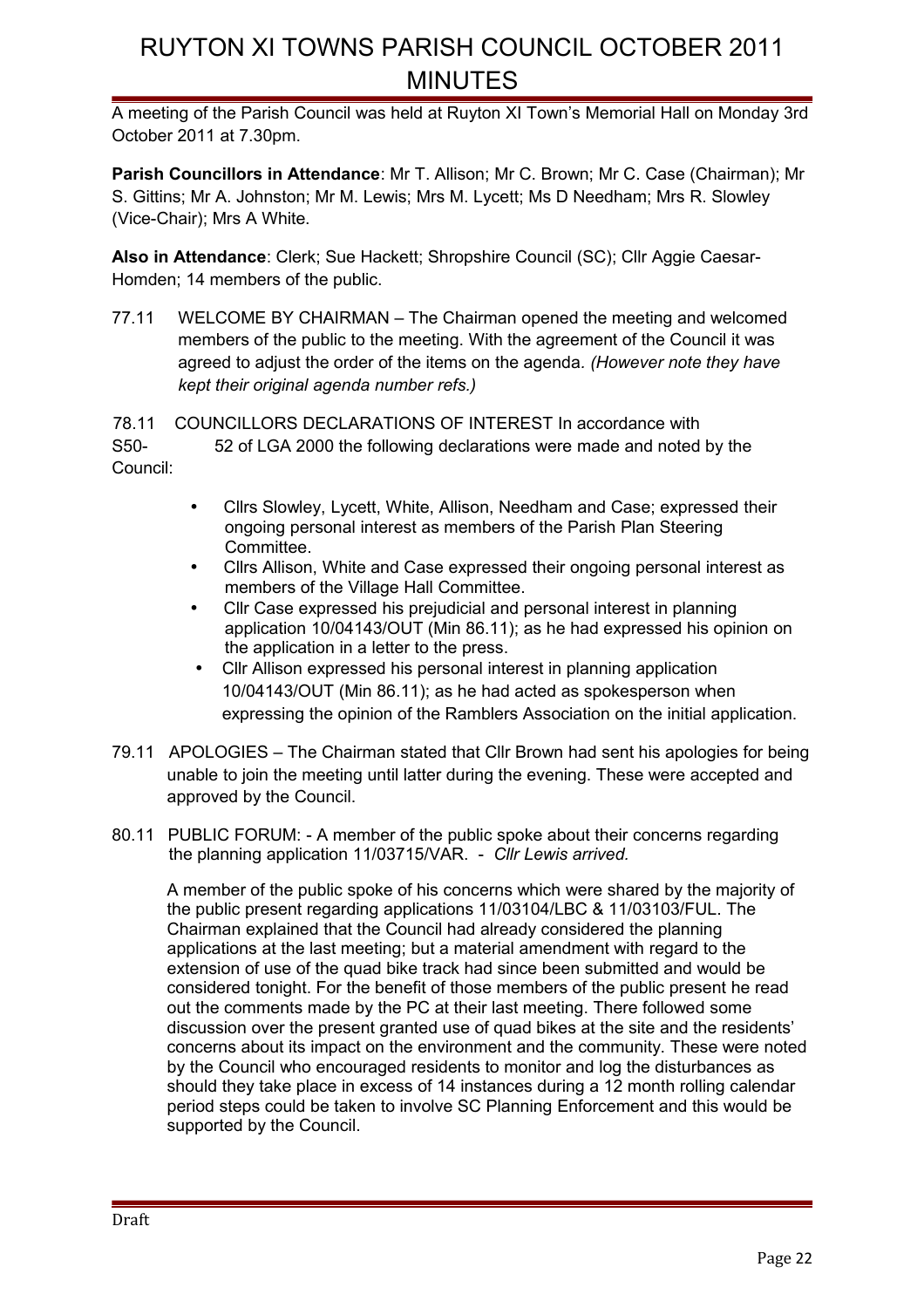# RUYTON XI TOWNS PARISH COUNCIL OCTOBER 2011 MINUTES

A meeting of the Parish Council was held at Ruyton XI Town's Memorial Hall on Monday 3rd October 2011 at 7.30pm.

**Parish Councillors in Attendance**: Mr T. Allison; Mr C. Brown; Mr C. Case (Chairman); Mr S. Gittins; Mr A. Johnston; Mr M. Lewis; Mrs M. Lycett; Ms D Needham; Mrs R. Slowley (Vice-Chair); Mrs A White.

**Also in Attendance**: Clerk; Sue Hackett; Shropshire Council (SC); Cllr Aggie Caesar-Homden; 14 members of the public.

77.11 WELCOME BY CHAIRMAN – The Chairman opened the meeting and welcomed members of the public to the meeting. With the agreement of the Council it was agreed to adjust the order of the items on the agenda. *(However note they have kept their original agenda number refs.)*

78.11 COUNCILLORS DECLARATIONS OF INTEREST In accordance with S50-52 of LGA 2000 the following declarations were made and noted by the Council:

- Cllrs Slowley, Lycett, White, Allison, Needham and Case; expressed their ongoing personal interest as members of the Parish Plan Steering Committee.
- Cllrs Allison, White and Case expressed their ongoing personal interest as members of the Village Hall Committee.
- Cllr Case expressed his prejudicial and personal interest in planning application 10/04143/OUT (Min 86.11); as he had expressed his opinion on the application in a letter to the press.
- Cllr Allison expressed his personal interest in planning application 10/04143/OUT (Min 86.11); as he had acted as spokesperson when expressing the opinion of the Ramblers Association on the initial application.

79.11 APOLOGIES – The Chairman stated that Cllr Brown had sent his apologies for being unable to join the meeting until latter during the evening. These were accepted and approved by the Council.

80.11 PUBLIC FORUM: - A member of the public spoke about their concerns regarding the planning application 11/03715/VAR. - *Cllr Lewis arrived.*

A member of the public spoke of his concerns which were shared by the majority of the public present regarding applications 11/03104/LBC & 11/03103/FUL. The Chairman explained that the Council had already considered the planning applications at the last meeting; but a material amendment with regard to the extension of use of the quad bike track had since been submitted and would be considered tonight. For the benefit of those members of the public present he read out the comments made by the PC at their last meeting. There followed some discussion over the present granted use of quad bikes at the site and the residents' concerns about its impact on the environment and the community. These were noted by the Council who encouraged residents to monitor and log the disturbances as should they take place in excess of 14 instances during a 12 month rolling calendar period steps could be taken to involve SC Planning Enforcement and this would be supported by the Council.

Draft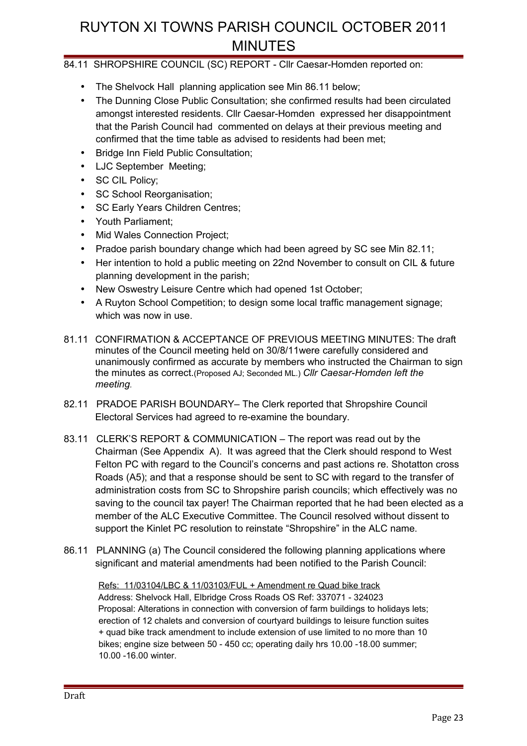84.11 SHROPSHIRE COUNCIL (SC) REPORT - Cllr Caesar-Homden reported on:

- The Shelvock Hall planning application see Min 86.11 below;
- The Dunning Close Public Consultation; she confirmed results had been circulated amongst interested residents. Cllr Caesar-Homden expressed her disappointment that the Parish Council had commented on delays at their previous meeting and confirmed that the time table as advised to residents had been met;
- Bridge Inn Field Public Consultation;
- LJC September Meeting;
- SC CIL Policy;
- SC School Reorganisation;
- SC Early Years Children Centres;
- Youth Parliament;
- Mid Wales Connection Project;
- Pradoe parish boundary change which had been agreed by SC see Min 82.11;
- Her intention to hold a public meeting on 22nd November to consult on CIL & future planning development in the parish;
- New Oswestry Leisure Centre which had opened 1st October;
- A Ruyton School Competition; to design some local traffic management signage; which was now in use.

81.11 CONFIRMATION & ACCEPTANCE OF PREVIOUS MEETING MINUTES: The draft minutes of the Council meeting held on 30/8/11were carefully considered and unanimously confirmed as accurate by members who instructed the Chairman to sign the minutes as correct.(Proposed AJ; Seconded ML.) *Cllr Caesar-Homden left the meeting.*

82.11 PRADOE PARISH BOUNDARY– The Clerk reported that Shropshire Council Electoral Services had agreed to re-examine the boundary.

83.11 CLERK'S REPORT & COMMUNICATION – The report was read out by the Chairman (See Appendix A). It was agreed that the Clerk should respond to West Felton PC with regard to the Council's concerns and past actions re. Shotatton cross Roads (A5); and that a response should be sent to SC with regard to the transfer of administration costs from SC to Shropshire parish councils; which effectively was no saving to the council tax payer! The Chairman reported that he had been elected as a member of the ALC Executive Committee. The Council resolved without dissent to support the Kinlet PC resolution to reinstate "Shropshire" in the ALC name.

86.11 PLANNING (a) The Council considered the following planning applications where significant and material amendments had been notified to the Parish Council:

Refs: 11/03104/LBC & 11/03103/FUL + Amendment re Quad bike track
Address: Shelvock Hall, Elbridge Cross Roads OS Ref: 337071 - 324023
Proposal: Alterations in connection with conversion of farm buildings to holidays lets; erection of 12 chalets and conversion of courtyard buildings to leisure function suites + quad bike track amendment to include extension of use limited to no more than 10 bikes; engine size between 50 - 450 cc; operating daily hrs 10.00 -18.00 summer; 10.00 -16.00 winter.

Draft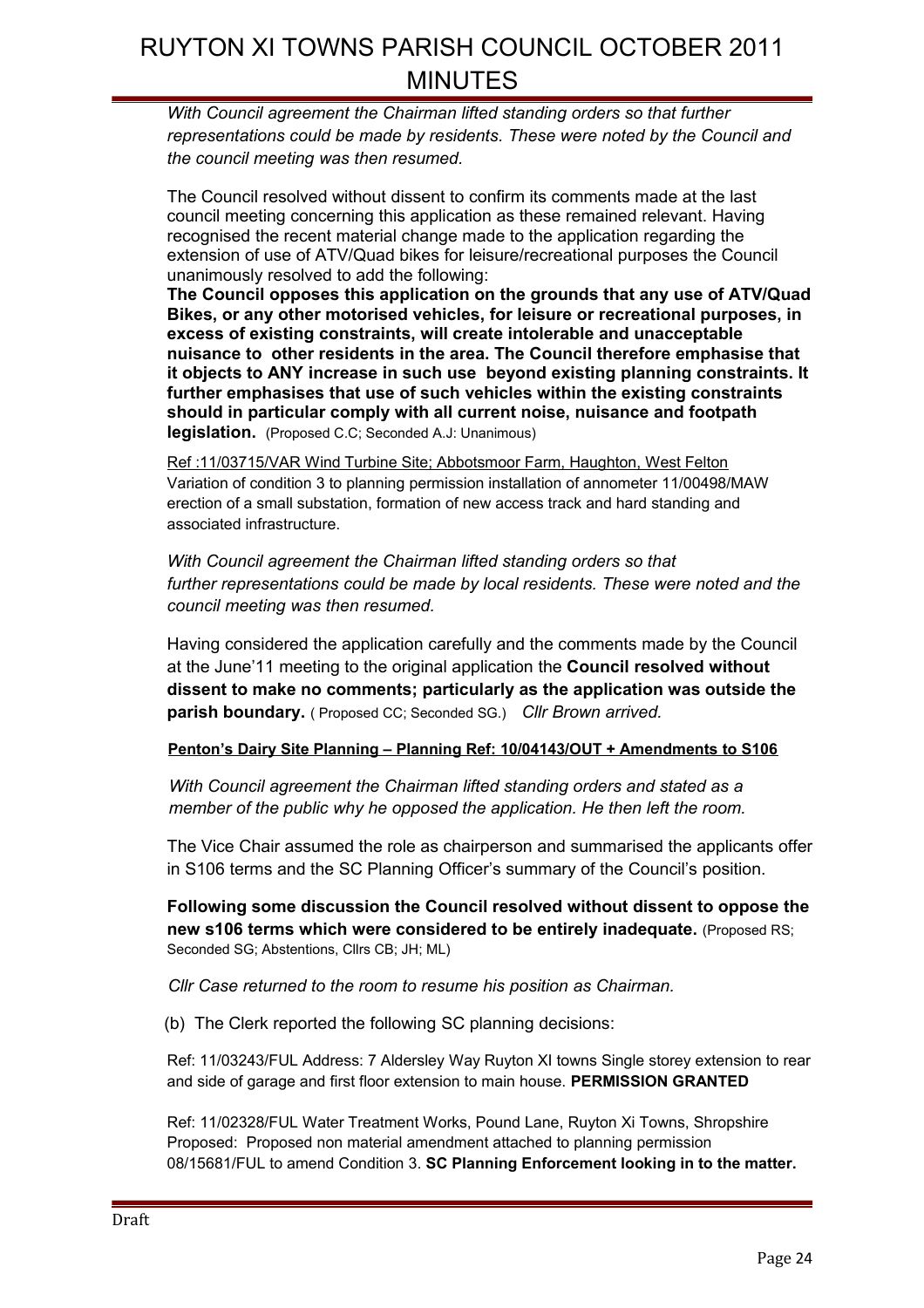*With Council agreement the Chairman lifted standing orders so that further representations could be made by residents. These were noted by the Council and the council meeting was then resumed.*

The Council resolved without dissent to confirm its comments made at the last council meeting concerning this application as these remained relevant. Having recognised the recent material change made to the application regarding the extension of use of ATV/Quad bikes for leisure/recreational purposes the Council unanimously resolved to add the following:

**The Council opposes this application on the grounds that any use of ATV/Quad Bikes, or any other motorised vehicles, for leisure or recreational purposes, in excess of existing constraints, will create intolerable and unacceptable nuisance to other residents in the area. The Council therefore emphasise that it objects to ANY increase in such use beyond existing planning constraints. It further emphasises that use of such vehicles within the existing constraints should in particular comply with all current noise, nuisance and footpath legislation.** (Proposed C.C; Seconded A.J: Unanimous)

Ref :11/03715/VAR Wind Turbine Site; Abbotsmoor Farm, Haughton, West Felton
Variation of condition 3 to planning permission installation of annometer 11/00498/MAW erection of a small substation, formation of new access track and hard standing and associated infrastructure.

*With Council agreement the Chairman lifted standing orders so that further representations could be made by local residents. These were noted and the council meeting was then resumed.*

Having considered the application carefully and the comments made by the Council at the June'11 meeting to the original application the **Council resolved without dissent to make no comments; particularly as the application was outside the parish boundary.** ( Proposed CC; Seconded SG.) *Cllr Brown arrived.*

**Penton's Dairy Site Planning – Planning Ref: 10/04143/OUT + Amendments to S106**

*With Council agreement the Chairman lifted standing orders and stated as a member of the public why he opposed the application. He then left the room.*

The Vice Chair assumed the role as chairperson and summarised the applicants offer in S106 terms and the SC Planning Officer's summary of the Council's position.

**Following some discussion the Council resolved without dissent to oppose the new s106 terms which were considered to be entirely inadequate.** (Proposed RS; Seconded SG; Abstentions, Cllrs CB; JH; ML)

*Cllr Case returned to the room to resume his position as Chairman.*

(b) The Clerk reported the following SC planning decisions:

Ref: 11/03243/FUL Address: 7 Aldersley Way Ruyton XI towns Single storey extension to rear and side of garage and first floor extension to main house. **PERMISSION GRANTED**

Ref: 11/02328/FUL Water Treatment Works, Pound Lane, Ruyton Xi Towns, Shropshire Proposed: Proposed non material amendment attached to planning permission 08/15681/FUL to amend Condition 3. **SC Planning Enforcement looking in to the matter.**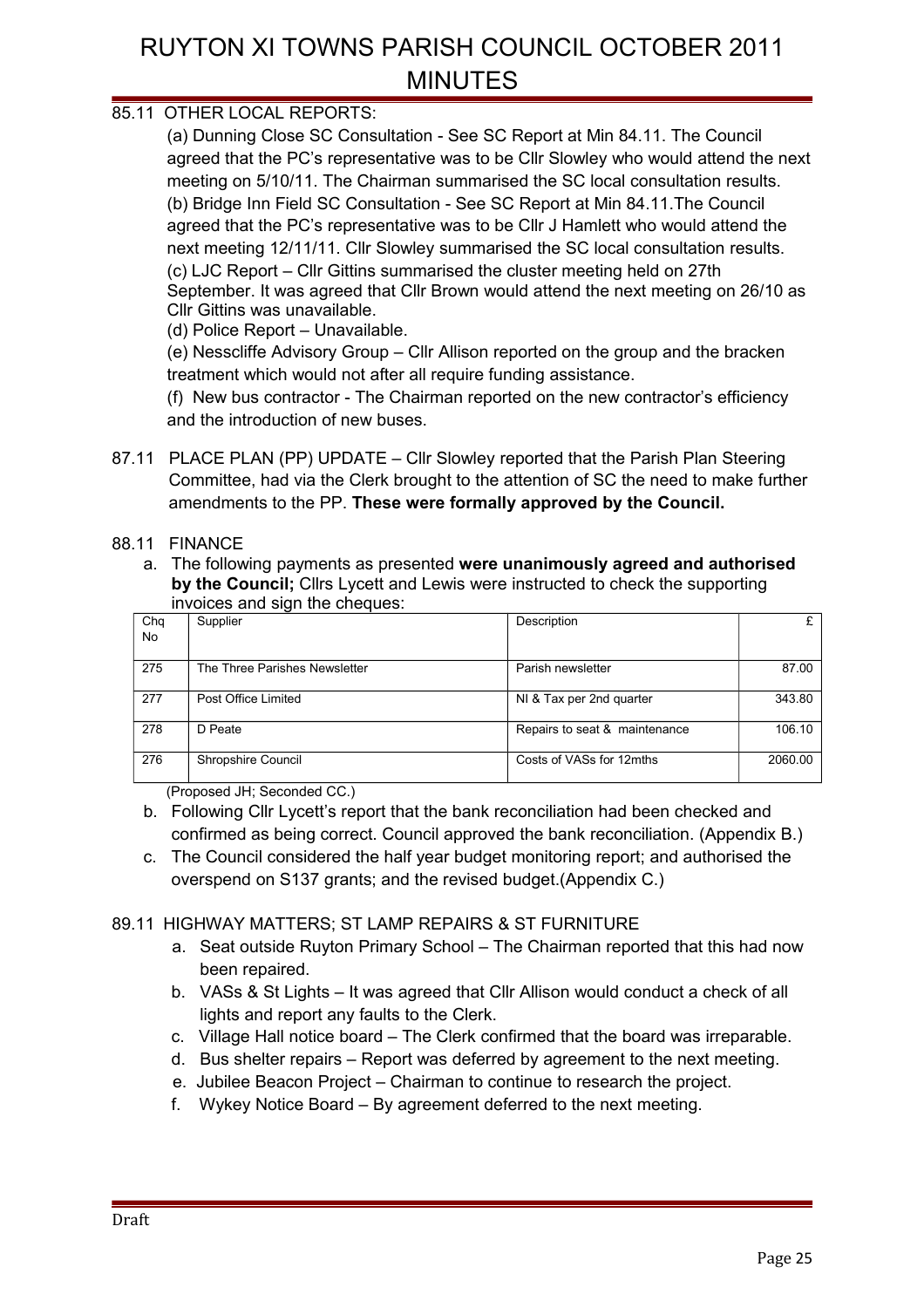# RUYTON XI TOWNS PARISH COUNCIL OCTOBER 2011 MINUTES

85.11 OTHER LOCAL REPORTS:

(a) Dunning Close SC Consultation - See SC Report at Min 84.11. The Council agreed that the PC's representative was to be Cllr Slowley who would attend the next meeting on 5/10/11. The Chairman summarised the SC local consultation results.

(b) Bridge Inn Field SC Consultation - See SC Report at Min 84.11.The Council agreed that the PC's representative was to be Cllr J Hamlett who would attend the next meeting 12/11/11. Cllr Slowley summarised the SC local consultation results.

(c) LJC Report – Cllr Gittins summarised the cluster meeting held on 27th September. It was agreed that Cllr Brown would attend the next meeting on 26/10 as Cllr Gittins was unavailable.

(d) Police Report – Unavailable.

(e) Nesscliffe Advisory Group – Cllr Allison reported on the group and the bracken treatment which would not after all require funding assistance.

(f) New bus contractor - The Chairman reported on the new contractor's efficiency and the introduction of new buses.

87.11 PLACE PLAN (PP) UPDATE – Cllr Slowley reported that the Parish Plan Steering Committee, had via the Clerk brought to the attention of SC the need to make further amendments to the PP. **These were formally approved by the Council.**

88.11 FINANCE

a. The following payments as presented **were unanimously agreed and authorised by the Council;** Cllrs Lycett and Lewis were instructed to check the supporting invoices and sign the cheques:

| Chq No | Supplier | Description | £ |
|---|---|---|---|
| 275 | The Three Parishes Newsletter | Parish newsletter | 87.00 |
| 277 | Post Office Limited | NI & Tax per 2nd quarter | 343.80 |
| 278 | D Peate | Repairs to seat & maintenance | 106.10 |
| 276 | Shropshire Council | Costs of VASs for 12mths | 2060.00 |

(Proposed JH; Seconded CC.)

b. Following Cllr Lycett's report that the bank reconciliation had been checked and confirmed as being correct. Council approved the bank reconciliation. (Appendix B.)

c. The Council considered the half year budget monitoring report; and authorised the overspend on S137 grants; and the revised budget.(Appendix C.)

89.11 HIGHWAY MATTERS; ST LAMP REPAIRS & ST FURNITURE

a. Seat outside Ruyton Primary School – The Chairman reported that this had now been repaired.

b. VASs & St Lights – It was agreed that Cllr Allison would conduct a check of all lights and report any faults to the Clerk.

c. Village Hall notice board – The Clerk confirmed that the board was irreparable.

d. Bus shelter repairs – Report was deferred by agreement to the next meeting.

e. Jubilee Beacon Project – Chairman to continue to research the project.

f. Wykey Notice Board – By agreement deferred to the next meeting.

Draft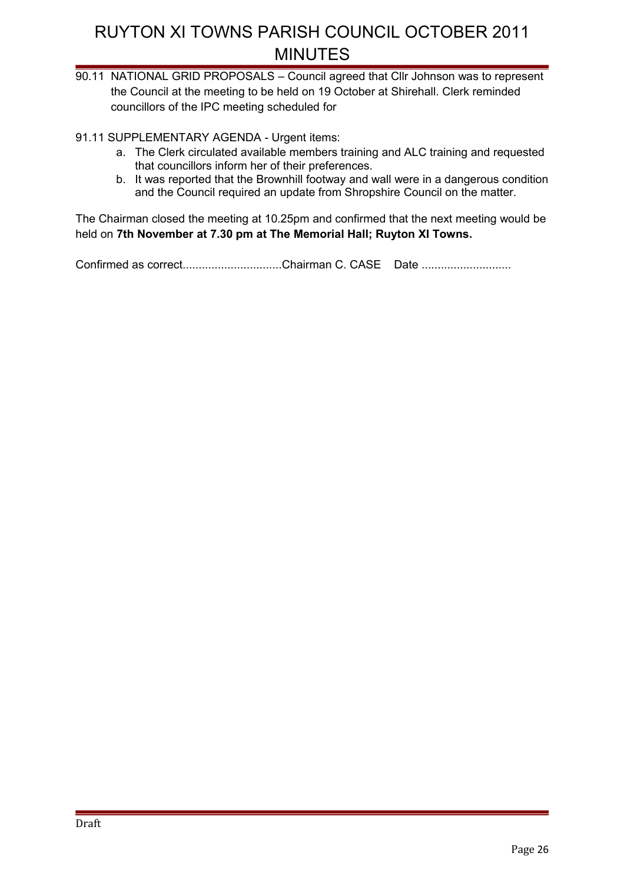90.11 NATIONAL GRID PROPOSALS – Council agreed that Cllr Johnson was to represent the Council at the meeting to be held on 19 October at Shirehall. Clerk reminded councillors of the IPC meeting scheduled for

91.11 SUPPLEMENTARY AGENDA - Urgent items:

a. The Clerk circulated available members training and ALC training and requested that councillors inform her of their preferences.
b. It was reported that the Brownhill footway and wall were in a dangerous condition and the Council required an update from Shropshire Council on the matter.

The Chairman closed the meeting at 10.25pm and confirmed that the next meeting would be held on **7th November at 7.30 pm at The Memorial Hall; Ruyton XI Towns.**

Confirmed as correct..............................Chairman C. CASE    Date ...........................

Draft